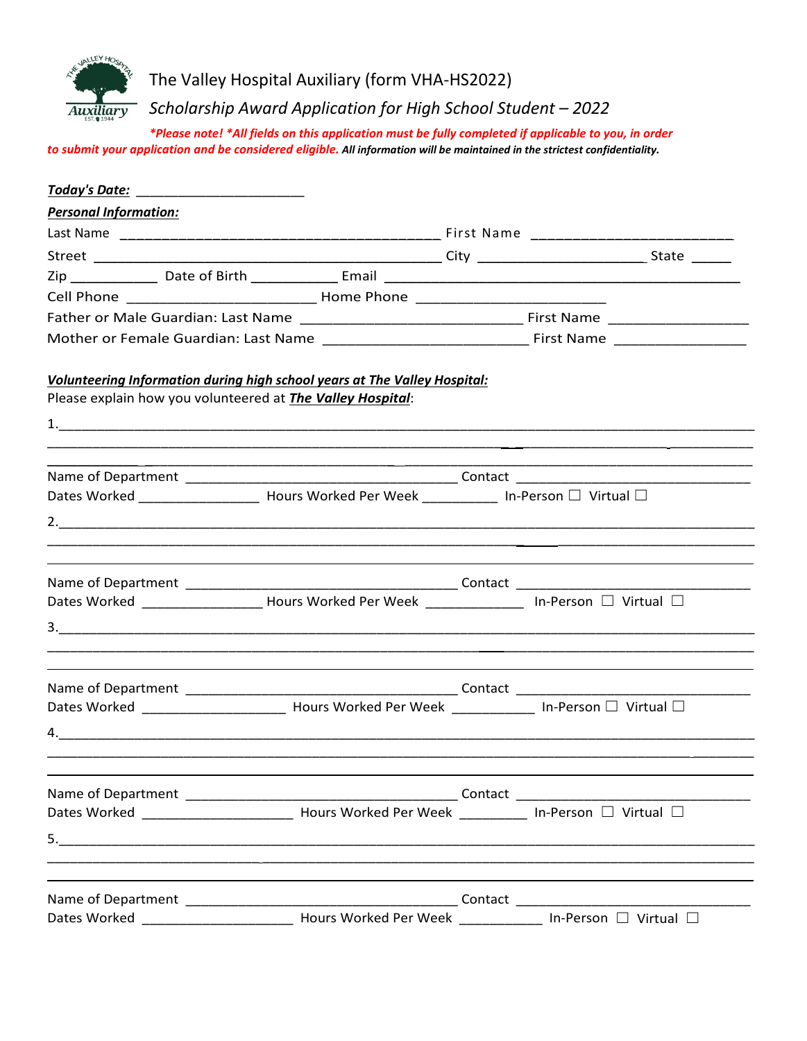# The Valley Hospital Auxiliary (form VHA-HS2022)

## *Scholarship Award Application for High School Student – 2022*

***\*Please note! \*All fields on this application must be fully completed if applicable to you, in order to submit your application and be considered eligible.*** ***All information will be maintained in the strictest confidentiality.***

***Today's Date:*** ______________________

***Personal Information:***

Last Name ___________________________________________ First Name ___________________________

Street ______________________________________________ City ______________________ State _____

Zip ___________ Date of Birth ___________ Email _______________________________________________

Cell Phone _________________________ Home Phone _________________________

Father or Male Guardian: Last Name _____________________________ First Name __________________

Mother or Female Guardian: Last Name ___________________________ First Name _________________

***Volunteering Information during high school years at The Valley Hospital:***

Please explain how you volunteered at ***The Valley Hospital***:

1.______________________________________________________________________________________

_________________________________________________________________________________________

_________________________________________________________________________________________

Name of Department ___________________________________ Contact _______________________________

Dates Worked ________________ Hours Worked Per Week __________ In-Person ☐ Virtual ☐

2.______________________________________________________________________________________

_________________________________________________________________________________________

_________________________________________________________________________________________

Name of Department ___________________________________ Contact _______________________________

Dates Worked ________________ Hours Worked Per Week _____________ In-Person ☐ Virtual ☐

3.______________________________________________________________________________________

_________________________________________________________________________________________

_________________________________________________________________________________________

Name of Department ___________________________________ Contact _______________________________

Dates Worked ___________________ Hours Worked Per Week ___________ In-Person ☐ Virtual ☐

4.______________________________________________________________________________________

_________________________________________________________________________________________

_________________________________________________________________________________________

Name of Department ___________________________________ Contact _______________________________

Dates Worked ____________________ Hours Worked Per Week _________ In-Person ☐ Virtual ☐

5.______________________________________________________________________________________

_________________________________________________________________________________________

_________________________________________________________________________________________

Name of Department ___________________________________ Contact _______________________________

Dates Worked ____________________ Hours Worked Per Week ___________ In-Person ☐ Virtual ☐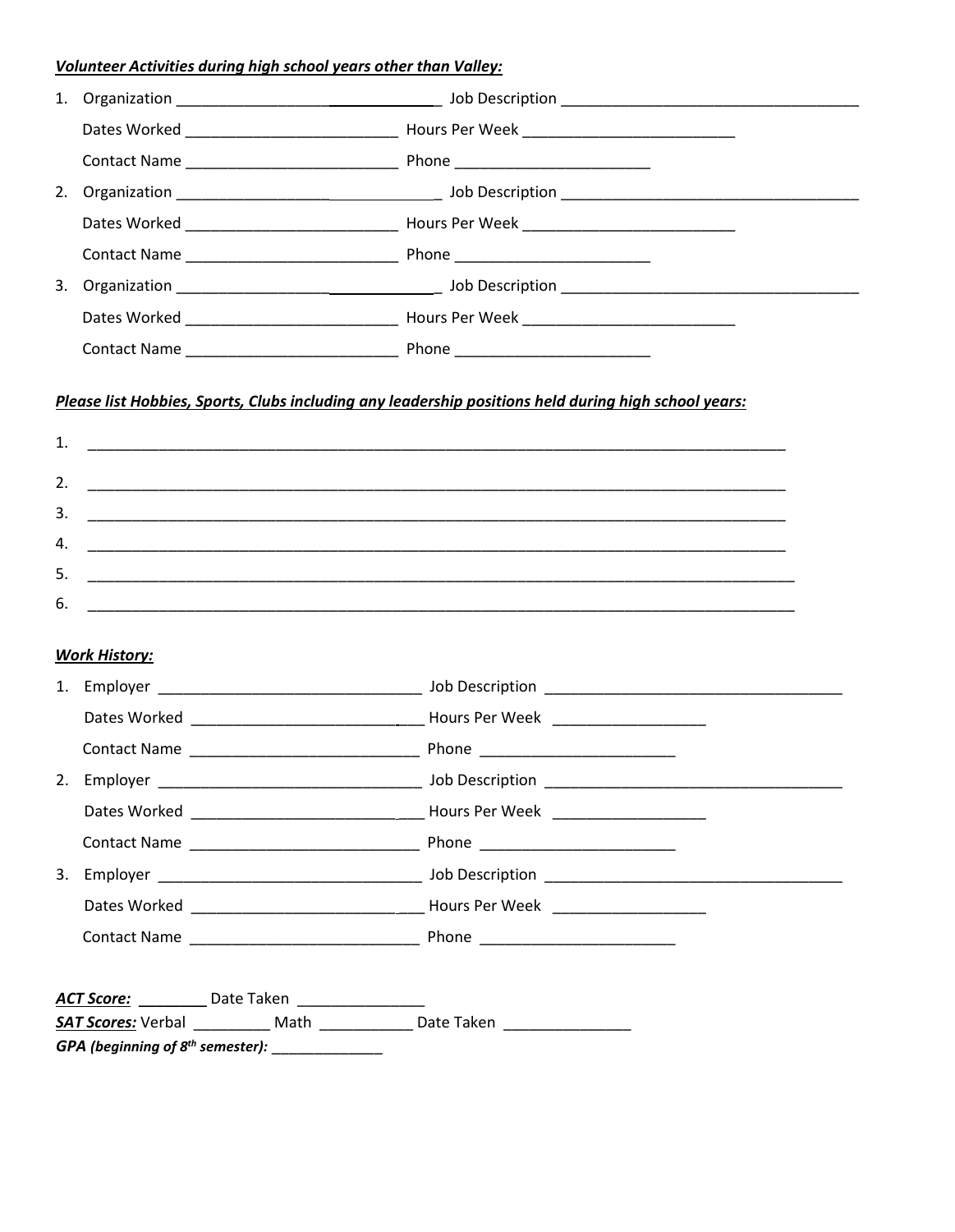***Volunteer Activities during high school years other than Valley:***

1. Organization ______________________________ Job Description ____________________________________
   Dates Worked _________________________ Hours Per Week _________________________
   Contact Name _________________________ Phone _______________________
2. Organization ______________________________ Job Description ____________________________________
   Dates Worked _________________________ Hours Per Week _________________________
   Contact Name _________________________ Phone _______________________
3. Organization ______________________________ Job Description ____________________________________
   Dates Worked _________________________ Hours Per Week _________________________
   Contact Name _________________________ Phone _______________________

***Please list Hobbies, Sports, Clubs including any leadership positions held during high school years:***

1. _____________________________________________________________________________________
2. _____________________________________________________________________________________
3. _____________________________________________________________________________________
4. _____________________________________________________________________________________
5. ______________________________________________________________________________________
6. ______________________________________________________________________________________

***Work History:***

1. Employer ________________________________ Job Description ____________________________________
   Dates Worked ______________________________ Hours Per Week __________________
   Contact Name ___________________________ Phone _______________________
2. Employer ________________________________ Job Description ____________________________________
   Dates Worked ______________________________ Hours Per Week __________________
   Contact Name ___________________________ Phone _______________________
3. Employer ________________________________ Job Description ____________________________________
   Dates Worked ______________________________ Hours Per Week __________________
   Contact Name ___________________________ Phone _______________________

***ACT Score:*** ________ Date Taken _______________
***SAT Scores:*** Verbal _________ Math ___________ Date Taken _______________
***GPA (beginning of 8th semester):*** _____________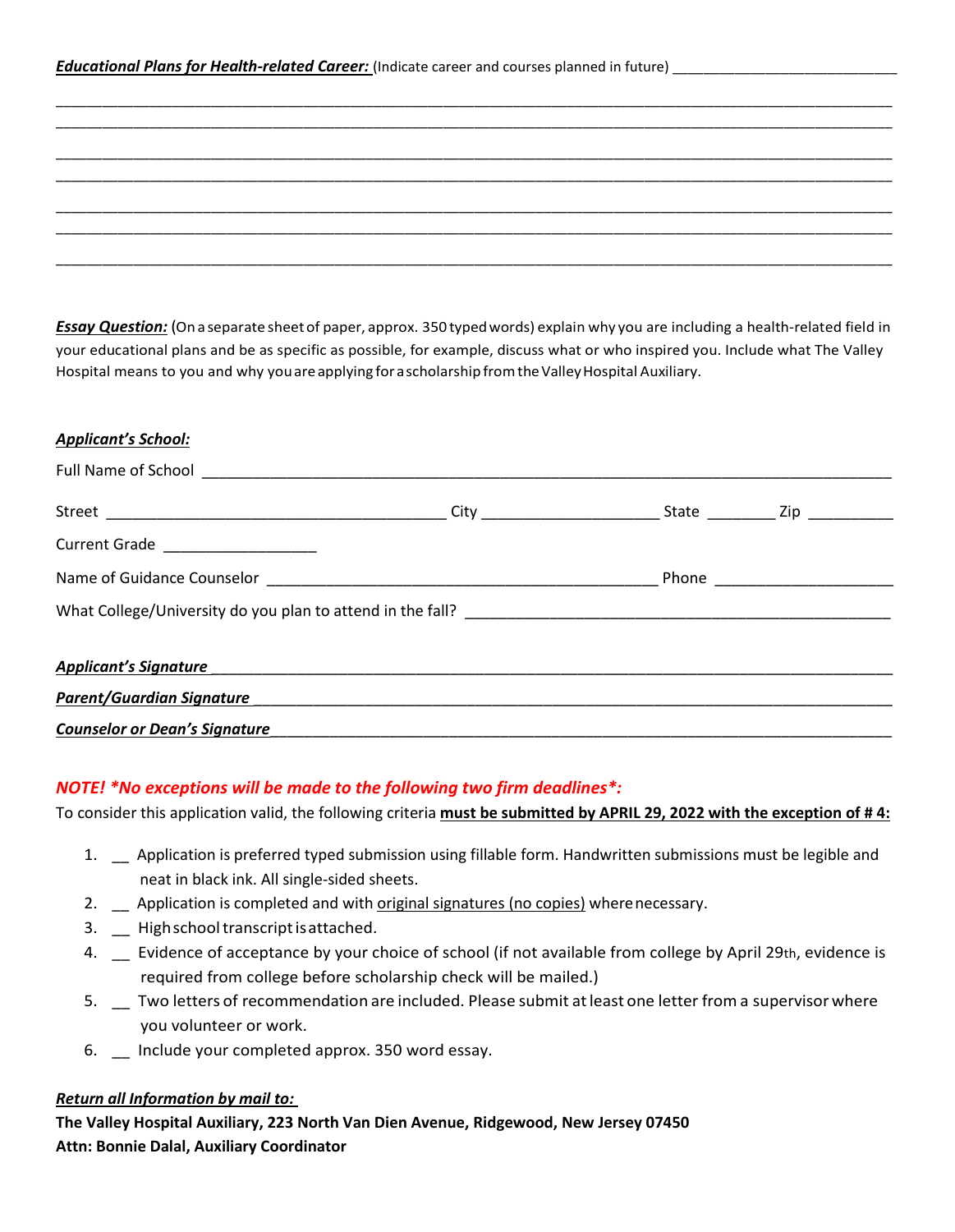***Educational Plans for Health-related Career:*** (Indicate career and courses planned in future) ____________________________

_____________________________________________________________________________________________

_____________________________________________________________________________________________

_____________________________________________________________________________________________

_____________________________________________________________________________________________

_____________________________________________________________________________________________

_____________________________________________________________________________________________

_____________________________________________________________________________________________

***Essay Question:*** (On a separate sheet of paper, approx. 350 typed words) explain why you are including a health-related field in your educational plans and be as specific as possible, for example, discuss what or who inspired you. Include what The Valley Hospital means to you and why you are applying for a scholarship from the Valley Hospital Auxiliary.

***Applicant's School:***

Full Name of School ____________________________________________________________________________

Street ________________________________________ City ____________________ State ________ Zip __________

Current Grade __________________

Name of Guidance Counselor ______________________________________________ Phone ____________________

What College/University do you plan to attend in the fall? __________________________________________________

***Applicant's Signature*** _________________________________________________________________________

***Parent/Guardian Signature*** _____________________________________________________________________

***Counselor or Dean's Signature*** __________________________________________________________________

***NOTE! *No exceptions will be made to the following two firm deadlines*:***

To consider this application valid, the following criteria **must be submitted by APRIL 29, 2022 with the exception of # 4:**

1. __ Application is preferred typed submission using fillable form. Handwritten submissions must be legible and neat in black ink. All single-sided sheets.
2. __ Application is completed and with original signatures (no copies) where necessary.
3. __ High school transcript is attached.
4. __ Evidence of acceptance by your choice of school (if not available from college by April 29th, evidence is required from college before scholarship check will be mailed.)
5. __ Two letters of recommendation are included. Please submit at least one letter from a supervisor where you volunteer or work.
6. __ Include your completed approx. 350 word essay.

***Return all Information by mail to:***

**The Valley Hospital Auxiliary, 223 North Van Dien Avenue, Ridgewood, New Jersey 07450**
**Attn: Bonnie Dalal, Auxiliary Coordinator**